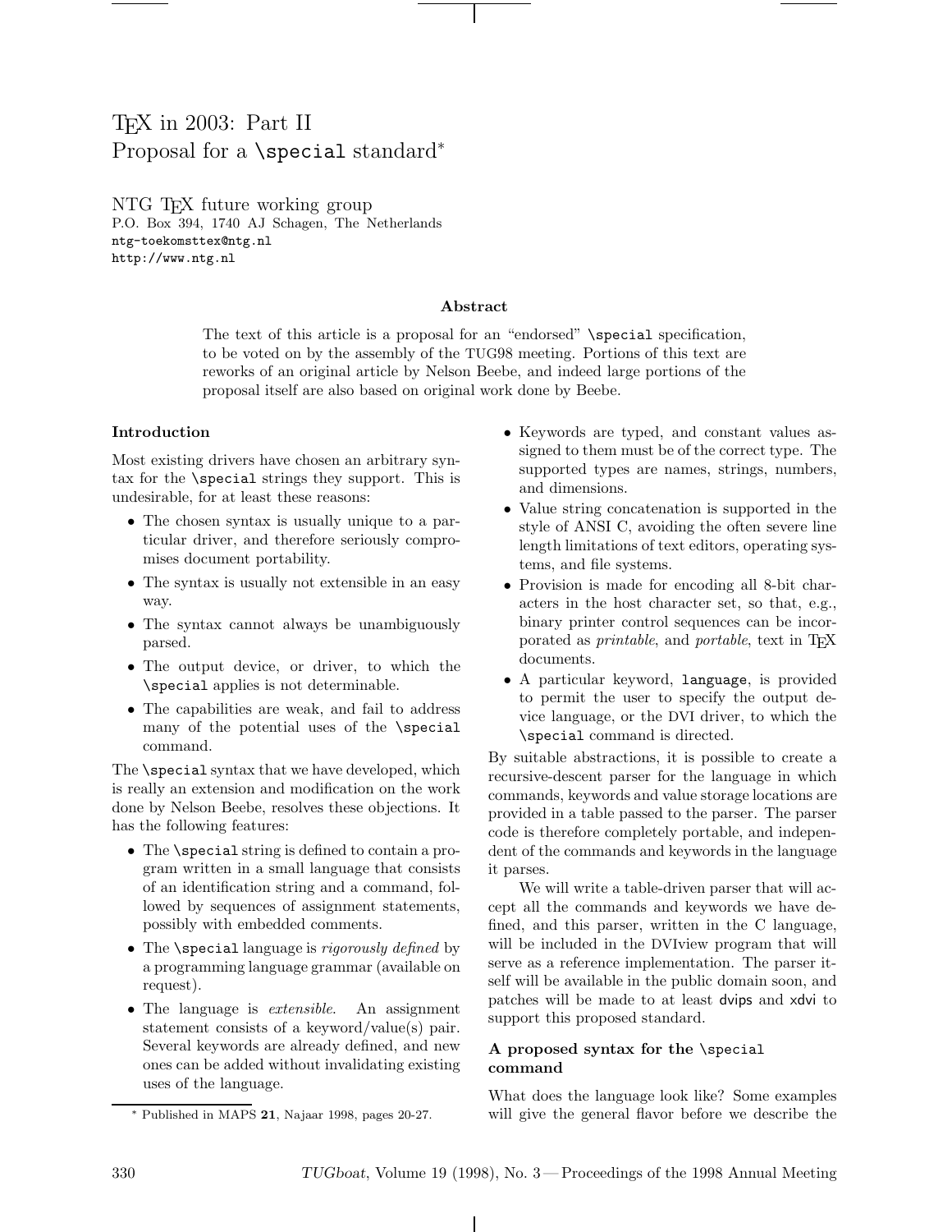# TEX in 2003: Part II
# Proposal for a `\special` standard*

NTG TEX future working group
P.O. Box 394, 1740 AJ Schagen, The Netherlands
ntg-toekomsttex@ntg.nl
http://www.ntg.nl

### Abstract

The text of this article is a proposal for an "endorsed" `\special` specification, to be voted on by the assembly of the TUG98 meeting. Portions of this text are reworks of an original article by Nelson Beebe, and indeed large portions of the proposal itself are also based on original work done by Beebe.

## Introduction

Most existing drivers have chosen an arbitrary syntax for the `\special` strings they support. This is undesirable, for at least these reasons:

- The chosen syntax is usually unique to a particular driver, and therefore seriously compromises document portability.
- The syntax is usually not extensible in an easy way.
- The syntax cannot always be unambiguously parsed.
- The output device, or driver, to which the `\special` applies is not determinable.
- The capabilities are weak, and fail to address many of the potential uses of the `\special` command.

The `\special` syntax that we have developed, which is really an extension and modification on the work done by Nelson Beebe, resolves these objections. It has the following features:

- The `\special` string is defined to contain a program written in a small language that consists of an identification string and a command, followed by sequences of assignment statements, possibly with embedded comments.
- The `\special` language is *rigorously defined* by a programming language grammar (available on request).
- The language is *extensible*. An assignment statement consists of a keyword/value(s) pair. Several keywords are already defined, and new ones can be added without invalidating existing uses of the language.
- Keywords are typed, and constant values assigned to them must be of the correct type. The supported types are names, strings, numbers, and dimensions.
- Value string concatenation is supported in the style of ANSI C, avoiding the often severe line length limitations of text editors, operating systems, and file systems.
- Provision is made for encoding all 8-bit characters in the host character set, so that, e.g., binary printer control sequences can be incorporated as *printable*, and *portable*, text in TEX documents.
- A particular keyword, `language`, is provided to permit the user to specify the output device language, or the DVI driver, to which the `\special` command is directed.

By suitable abstractions, it is possible to create a recursive-descent parser for the language in which commands, keywords and value storage locations are provided in a table passed to the parser. The parser code is therefore completely portable, and independent of the commands and keywords in the language it parses.

We will write a table-driven parser that will accept all the commands and keywords we have defined, and this parser, written in the C language, will be included in the DVIview program that will serve as a reference implementation. The parser itself will be available in the public domain soon, and patches will be made to at least dvips and xdvi to support this proposed standard.

## A proposed syntax for the `\special` command

What does the language look like? Some examples will give the general flavor before we describe the

* Published in MAPS **21**, Najaar 1998, pages 20-27.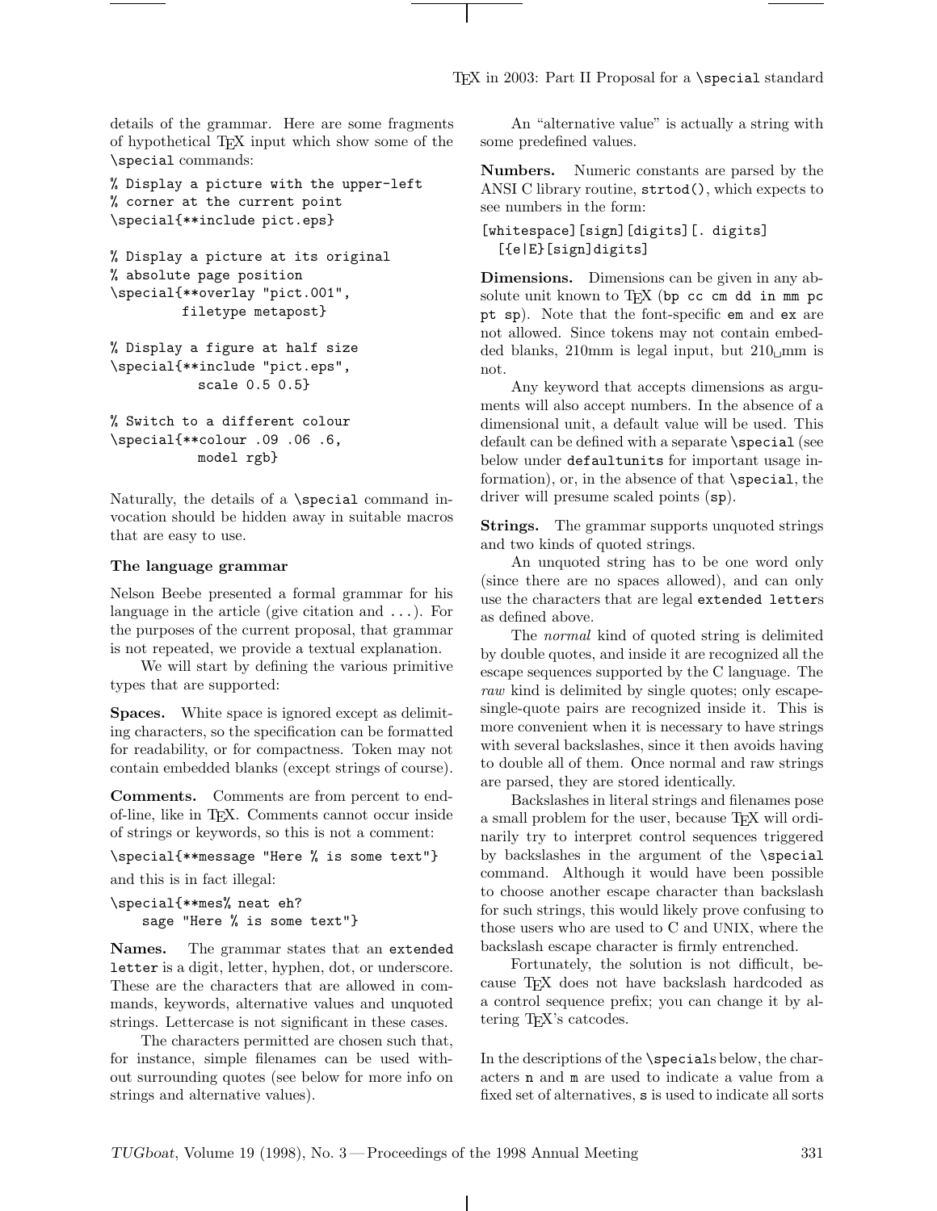details of the grammar. Here are some fragments of hypothetical TeX input which show some of the `\special` commands:

```
% Display a picture with the upper-left
% corner at the current point
\special{**include pict.eps}

% Display a picture at its original
% absolute page position
\special{**overlay "pict.001",
        filetype metapost}

% Display a figure at half size
\special{**include "pict.eps",
          scale 0.5 0.5}

% Switch to a different colour
\special{**colour .09 .06 .6,
          model rgb}
```

Naturally, the details of a `\special` command invocation should be hidden away in suitable macros that are easy to use.

**The language grammar**

Nelson Beebe presented a formal grammar for his language in the article (give citation and ...). For the purposes of the current proposal, that grammar is not repeated, we provide a textual explanation.

We will start by defining the various primitive types that are supported:

**Spaces.** White space is ignored except as delimiting characters, so the specification can be formatted for readability, or for compactness. Token may not contain embedded blanks (except strings of course).

**Comments.** Comments are from percent to end-of-line, like in TeX. Comments cannot occur inside of strings or keywords, so this is not a comment:

```
\special{**message "Here % is some text"}
```

and this is in fact illegal:

```
\special{**mes% neat eh?
    sage "Here % is some text"}
```

**Names.** The grammar states that an `extended letter` is a digit, letter, hyphen, dot, or underscore. These are the characters that are allowed in commands, keywords, alternative values and unquoted strings. Lettercase is not significant in these cases.

The characters permitted are chosen such that, for instance, simple filenames can be used without surrounding quotes (see below for more info on strings and alternative values).

An "alternative value" is actually a string with some predefined values.

**Numbers.** Numeric constants are parsed by the ANSI C library routine, `strtod()`, which expects to see numbers in the form:

```
[whitespace][sign][digits][. digits]
  [{e|E}[sign]digits]
```

**Dimensions.** Dimensions can be given in any absolute unit known to TeX (`bp cc cm dd in mm pc pt sp`). Note that the font-specific `em` and `ex` are not allowed. Since tokens may not contain embedded blanks, 210mm is legal input, but 210␣mm is not.

Any keyword that accepts dimensions as arguments will also accept numbers. In the absence of a dimensional unit, a default value will be used. This default can be defined with a separate `\special` (see below under `defaultunits` for important usage information), or, in the absence of that `\special`, the driver will presume scaled points (`sp`).

**Strings.** The grammar supports unquoted strings and two kinds of quoted strings.

An unquoted string has to be one word only (since there are no spaces allowed), and can only use the characters that are legal `extended letter`s as defined above.

The *normal* kind of quoted string is delimited by double quotes, and inside it are recognized all the escape sequences supported by the C language. The *raw* kind is delimited by single quotes; only escape-single-quote pairs are recognized inside it. This is more convenient when it is necessary to have strings with several backslashes, since it then avoids having to double all of them. Once normal and raw strings are parsed, they are stored identically.

Backslashes in literal strings and filenames pose a small problem for the user, because TeX will ordinarily try to interpret control sequences triggered by backslashes in the argument of the `\special` command. Although it would have been possible to choose another escape character than backslash for such strings, this would likely prove confusing to those users who are used to C and UNIX, where the backslash escape character is firmly entrenched.

Fortunately, the solution is not difficult, because TeX does not have backslash hardcoded as a control sequence prefix; you can change it by altering TeX's catcodes.

In the descriptions of the `\special`s below, the characters `n` and `m` are used to indicate a value from a fixed set of alternatives, `s` is used to indicate all sorts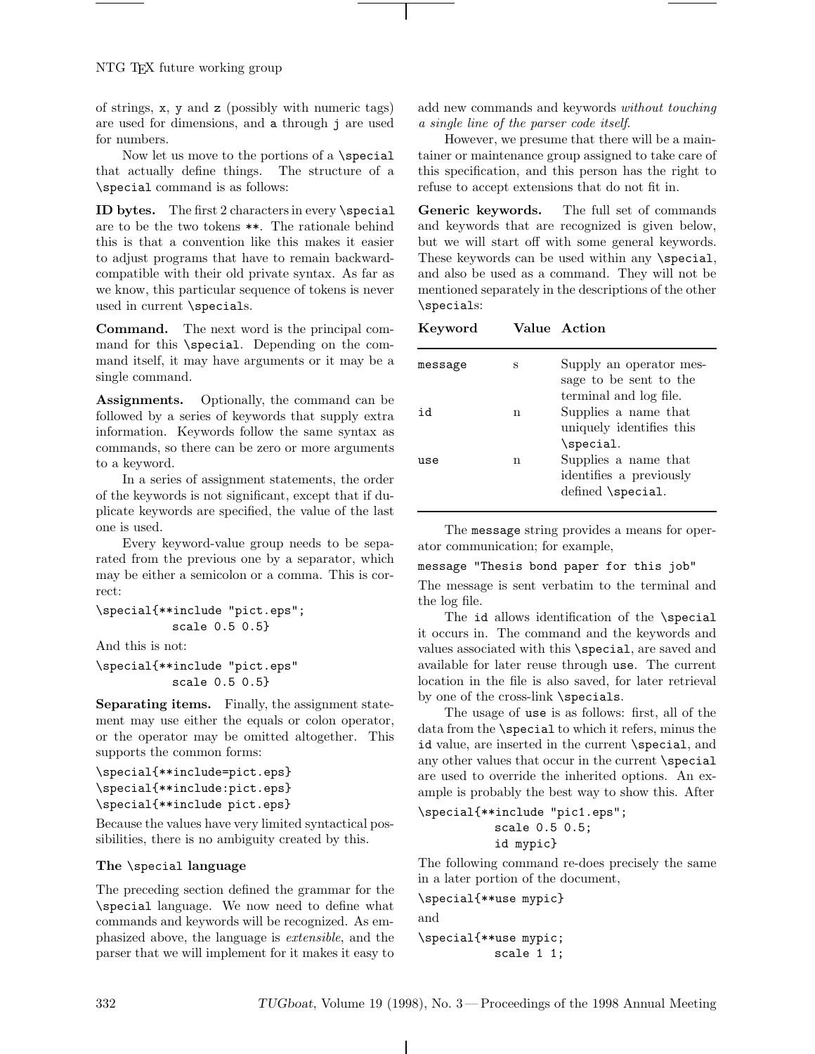of strings, `x`, `y` and `z` (possibly with numeric tags) are used for dimensions, and `a` through `j` are used for numbers.

Now let us move to the portions of a `\special` that actually define things. The structure of a `\special` command is as follows:

**ID bytes.** The first 2 characters in every `\special` are to be the two tokens `**`. The rationale behind this is that a convention like this makes it easier to adjust programs that have to remain backward-compatible with their old private syntax. As far as we know, this particular sequence of tokens is never used in current `\special`s.

**Command.** The next word is the principal command for this `\special`. Depending on the command itself, it may have arguments or it may be a single command.

**Assignments.** Optionally, the command can be followed by a series of keywords that supply extra information. Keywords follow the same syntax as commands, so there can be zero or more arguments to a keyword.

In a series of assignment statements, the order of the keywords is not significant, except that if duplicate keywords are specified, the value of the last one is used.

Every keyword-value group needs to be separated from the previous one by a separator, which may be either a semicolon or a comma. This is correct:

```
\special{**include "pict.eps";
          scale 0.5 0.5}
```

And this is not:

```
\special{**include "pict.eps"
          scale 0.5 0.5}
```

**Separating items.** Finally, the assignment statement may use either the equals or colon operator, or the operator may be omitted altogether. This supports the common forms:

```
\special{**include=pict.eps}
\special{**include:pict.eps}
\special{**include pict.eps}
```

Because the values have very limited syntactical possibilities, there is no ambiguity created by this.

### The `\special` language

The preceding section defined the grammar for the `\special` language. We now need to define what commands and keywords will be recognized. As emphasized above, the language is *extensible*, and the parser that we will implement for it makes it easy to add new commands and keywords *without touching a single line of the parser code itself*.

However, we presume that there will be a maintainer or maintenance group assigned to take care of this specification, and this person has the right to refuse to accept extensions that do not fit in.

**Generic keywords.** The full set of commands and keywords that are recognized is given below, but we will start off with some general keywords. These keywords can be used within any `\special`, and also be used as a command. They will not be mentioned separately in the descriptions of the other `\special`s:

| Keyword | Value | Action |
|---|---|---|
| `message` | s | Supply an operator message to be sent to the terminal and log file. |
| `id` | n | Supplies a name that uniquely identifies this `\special`. |
| `use` | n | Supplies a name that identifies a previously defined `\special`. |

The `message` string provides a means for operator communication; for example,

```
message "Thesis bond paper for this job"
```

The message is sent verbatim to the terminal and the log file.

The `id` allows identification of the `\special` it occurs in. The command and the keywords and values associated with this `\special`, are saved and available for later reuse through `use`. The current location in the file is also saved, for later retrieval by one of the cross-link `\special`s.

The usage of `use` is as follows: first, all of the data from the `\special` to which it refers, minus the `id` value, are inserted in the current `\special`, and any other values that occur in the current `\special` are used to override the inherited options. An example is probably the best way to show this. After

```
\special{**include "pic1.eps";
          scale 0.5 0.5;
          id mypic}
```

The following command re-does precisely the same in a later portion of the document,

```
\special{**use mypic}
```

and

```
\special{**use mypic;
          scale 1 1;
```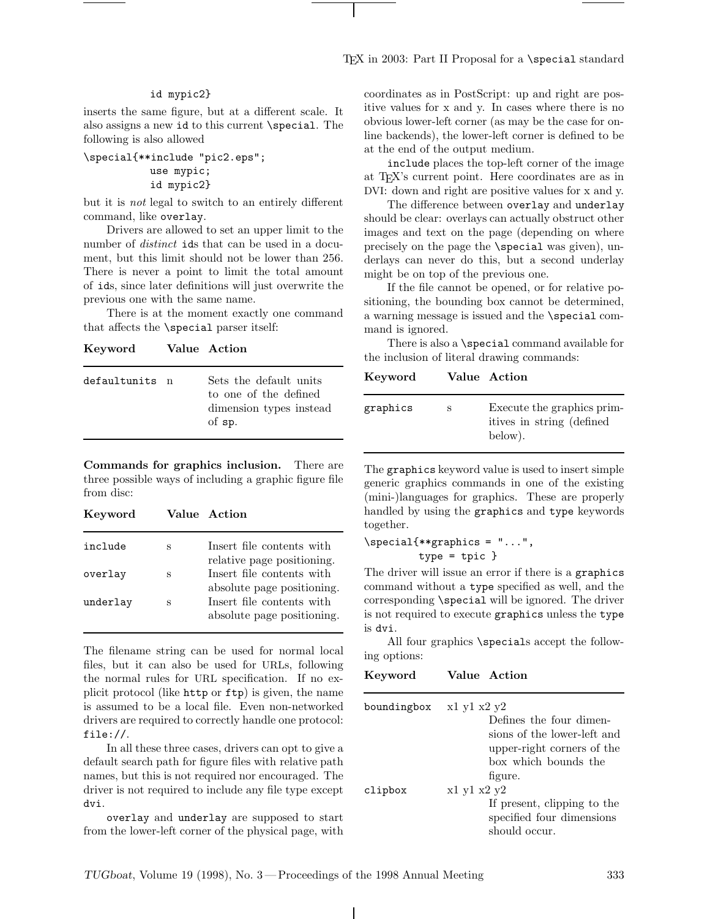```
        id mypic2}
```

inserts the same figure, but at a different scale. It also assigns a new id to this current \special. The following is also allowed

```
\special{**include "pic2.eps";
         use mypic;
         id mypic2}
```

but it is *not* legal to switch to an entirely different command, like overlay.

Drivers are allowed to set an upper limit to the number of *distinct* ids that can be used in a document, but this limit should not be lower than 256. There is never a point to limit the total amount of ids, since later definitions will just overwrite the previous one with the same name.

There is at the moment exactly one command that affects the \special parser itself:

| **Keyword** | **Value** | **Action** |
|---|---|---|
| defaultunits | n | Sets the default units to one of the defined dimension types instead of sp. |

**Commands for graphics inclusion.** There are three possible ways of including a graphic figure file from disc:

| **Keyword** | **Value** | **Action** |
|---|---|---|
| include | s | Insert file contents with relative page positioning. |
| overlay | s | Insert file contents with absolute page positioning. |
| underlay | s | Insert file contents with absolute page positioning. |

The filename string can be used for normal local files, but it can also be used for URLs, following the normal rules for URL specification. If no explicit protocol (like http or ftp) is given, the name is assumed to be a local file. Even non-networked drivers are required to correctly handle one protocol: file://.

In all these three cases, drivers can opt to give a default search path for figure files with relative path names, but this is not required nor encouraged. The driver is not required to include any file type except dvi.

overlay and underlay are supposed to start from the lower-left corner of the physical page, with coordinates as in PostScript: up and right are positive values for x and y. In cases where there is no obvious lower-left corner (as may be the case for online backends), the lower-left corner is defined to be at the end of the output medium.

include places the top-left corner of the image at TeX's current point. Here coordinates are as in DVI: down and right are positive values for x and y.

The difference between overlay and underlay should be clear: overlays can actually obstruct other images and text on the page (depending on where precisely on the page the \special was given), underlays can never do this, but a second underlay might be on top of the previous one.

If the file cannot be opened, or for relative positioning, the bounding box cannot be determined, a warning message is issued and the \special command is ignored.

There is also a \special command available for the inclusion of literal drawing commands:

| **Keyword** | **Value** | **Action** |
|---|---|---|
| graphics | s | Execute the graphics primitives in string (defined below). |

The graphics keyword value is used to insert simple generic graphics commands in one of the existing (mini-)languages for graphics. These are properly handled by using the graphics and type keywords together.

```
\special{**graphics = "...",
        type = tpic }
```

The driver will issue an error if there is a graphics command without a type specified as well, and the corresponding \special will be ignored. The driver is not required to execute graphics unless the type is dvi.

All four graphics \specials accept the following options:

| **Keyword** | **Value** | **Action** |
|---|---|---|
| boundingbox | x1 y1 x2 y2 | Defines the four dimensions of the lower-left and upper-right corners of the box which bounds the figure. |
| clipbox | x1 y1 x2 y2 | If present, clipping to the specified four dimensions should occur. |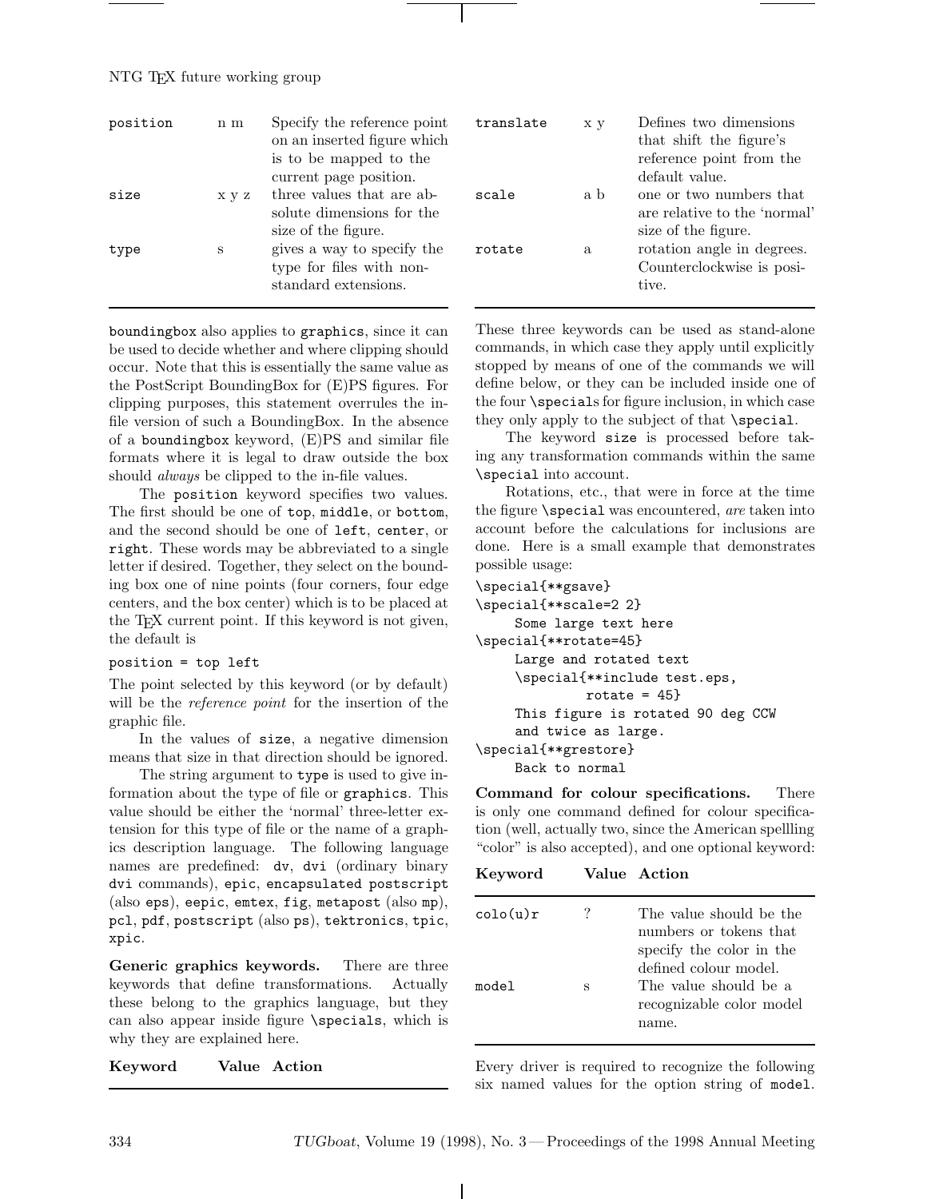| Keyword | Value | Action |
|---|---|---|
| position | n m | Specify the reference point on an inserted figure which is to be mapped to the current page position. |
| size | x y z | three values that are absolute dimensions for the size of the figure. |
| type | s | gives a way to specify the type for files with non-standard extensions. |

boundingbox also applies to graphics, since it can be used to decide whether and where clipping should occur. Note that this is essentially the same value as the PostScript BoundingBox for (E)PS figures. For clipping purposes, this statement overrules the in-file version of such a BoundingBox. In the absence of a boundingbox keyword, (E)PS and similar file formats where it is legal to draw outside the box should *always* be clipped to the in-file values.

The position keyword specifies two values. The first should be one of top, middle, or bottom, and the second should be one of left, center, or right. These words may be abbreviated to a single letter if desired. Together, they select on the bounding box one of nine points (four corners, four edge centers, and the box center) which is to be placed at the TeX current point. If this keyword is not given, the default is

```
position = top left
```

The point selected by this keyword (or by default) will be the *reference point* for the insertion of the graphic file.

In the values of size, a negative dimension means that size in that direction should be ignored.

The string argument to type is used to give information about the type of file or graphics. This value should be either the 'normal' three-letter extension for this type of file or the name of a graphics description language. The following language names are predefined: dv, dvi (ordinary binary dvi commands), epic, encapsulated postscript (also eps), eepic, emtex, fig, metapost (also mp), pcl, pdf, postscript (also ps), tektronics, tpic, xpic.

**Generic graphics keywords.** There are three keywords that define transformations. Actually these belong to the graphics language, but they can also appear inside figure \specials, which is why they are explained here.

| Keyword | Value | Action |
|---|---|---|
| translate | x y | Defines two dimensions that shift the figure's reference point from the default value. |
| scale | a b | one or two numbers that are relative to the 'normal' size of the figure. |
| rotate | a | rotation angle in degrees. Counterclockwise is positive. |

These three keywords can be used as stand-alone commands, in which case they apply until explicitly stopped by means of one of the commands we will define below, or they can be included inside one of the four \specials for figure inclusion, in which case they only apply to the subject of that \special.

The keyword size is processed before taking any transformation commands within the same \special into account.

Rotations, etc., that were in force at the time the figure \special was encountered, *are* taken into account before the calculations for inclusions are done. Here is a small example that demonstrates possible usage:

```
\special{**gsave}
\special{**scale=2 2}
     Some large text here
\special{**rotate=45}
     Large and rotated text
     \special{**include test.eps,
             rotate = 45}
     This figure is rotated 90 deg CCW
     and twice as large.
\special{**grestore}
     Back to normal
```

**Command for colour specifications.** There is only one command defined for colour specification (well, actually two, since the American spellling "color" is also accepted), and one optional keyword:

| Keyword | Value | Action |
|---|---|---|
| colo(u)r | ? | The value should be the numbers or tokens that specify the color in the defined colour model. |
| model | s | The value should be a recognizable color model name. |

Every driver is required to recognize the following six named values for the option string of model.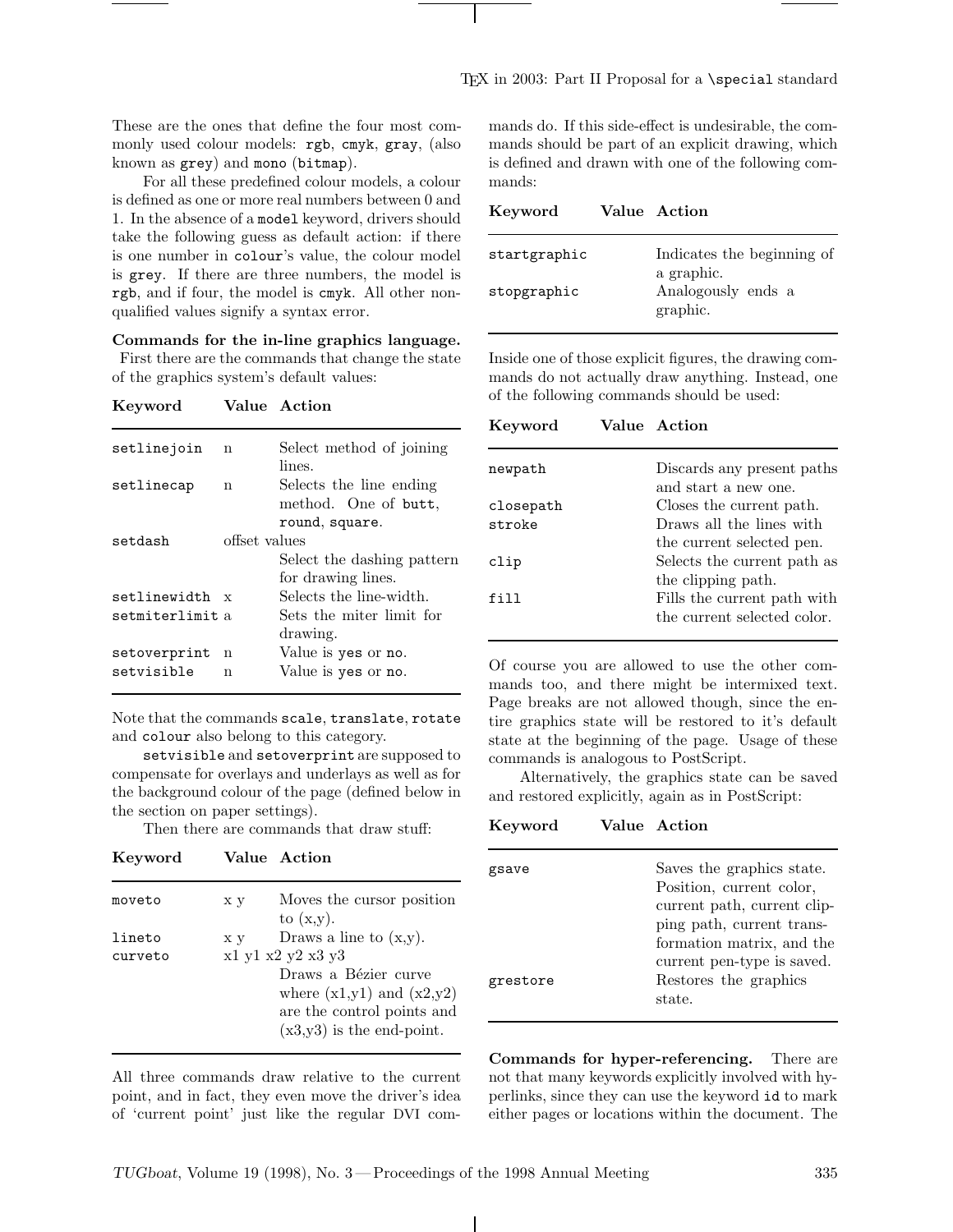These are the ones that define the four most commonly used colour models: `rgb`, `cmyk`, `gray`, (also known as `grey`) and `mono` (`bitmap`).

For all these predefined colour models, a colour is defined as one or more real numbers between 0 and 1. In the absence of a `model` keyword, drivers should take the following guess as default action: if there is one number in `colour`'s value, the colour model is `grey`. If there are three numbers, the model is `rgb`, and if four, the model is `cmyk`. All other non-qualified values signify a syntax error.

**Commands for the in-line graphics language.** First there are the commands that change the state of the graphics system's default values:

| Keyword | Value | Action |
|---|---|---|
| `setlinejoin` | n | Select method of joining lines. |
| `setlinecap` | n | Selects the line ending method. One of `butt`, `round`, `square`. |
| `setdash` | offset values | Select the dashing pattern for drawing lines. |
| `setlinewidth` | x | Selects the line-width. |
| `setmiterlimit` | a | Sets the miter limit for drawing. |
| `setoverprint` | n | Value is `yes` or `no`. |
| `setvisible` | n | Value is `yes` or `no`. |

Note that the commands `scale`, `translate`, `rotate` and `colour` also belong to this category.

`setvisible` and `setoverprint` are supposed to compensate for overlays and underlays as well as for the background colour of the page (defined below in the section on paper settings).

Then there are commands that draw stuff:

| Keyword | Value | Action |
|---|---|---|
| `moveto` | x y | Moves the cursor position to (x,y). |
| `lineto` | x y | Draws a line to (x,y). |
| `curveto` | x1 y1 x2 y2 x3 y3 | Draws a Bézier curve where (x1,y1) and (x2,y2) are the control points and (x3,y3) is the end-point. |

All three commands draw relative to the current point, and in fact, they even move the driver's idea of 'current point' just like the regular DVI commands do. If this side-effect is undesirable, the commands should be part of an explicit drawing, which is defined and drawn with one of the following commands:

| Keyword | Value | Action |
|---|---|---|
| `startgraphic` | | Indicates the beginning of a graphic. |
| `stopgraphic` | | Analogously ends a graphic. |

Inside one of those explicit figures, the drawing commands do not actually draw anything. Instead, one of the following commands should be used:

| Keyword | Value | Action |
|---|---|---|
| `newpath` | | Discards any present paths and start a new one. |
| `closepath` | | Closes the current path. |
| `stroke` | | Draws all the lines with the current selected pen. |
| `clip` | | Selects the current path as the clipping path. |
| `fill` | | Fills the current path with the current selected color. |

Of course you are allowed to use the other commands too, and there might be intermixed text. Page breaks are not allowed though, since the entire graphics state will be restored to it's default state at the beginning of the page. Usage of these commands is analogous to PostScript.

Alternatively, the graphics state can be saved and restored explicitly, again as in PostScript:

| Keyword | Value | Action |
|---|---|---|
| `gsave` | | Saves the graphics state. Position, current color, current path, current clipping path, current transformation matrix, and the current pen-type is saved. |
| `grestore` | | Restores the graphics state. |

**Commands for hyper-referencing.** There are not that many keywords explicitly involved with hyperlinks, since they can use the keyword `id` to mark either pages or locations within the document. The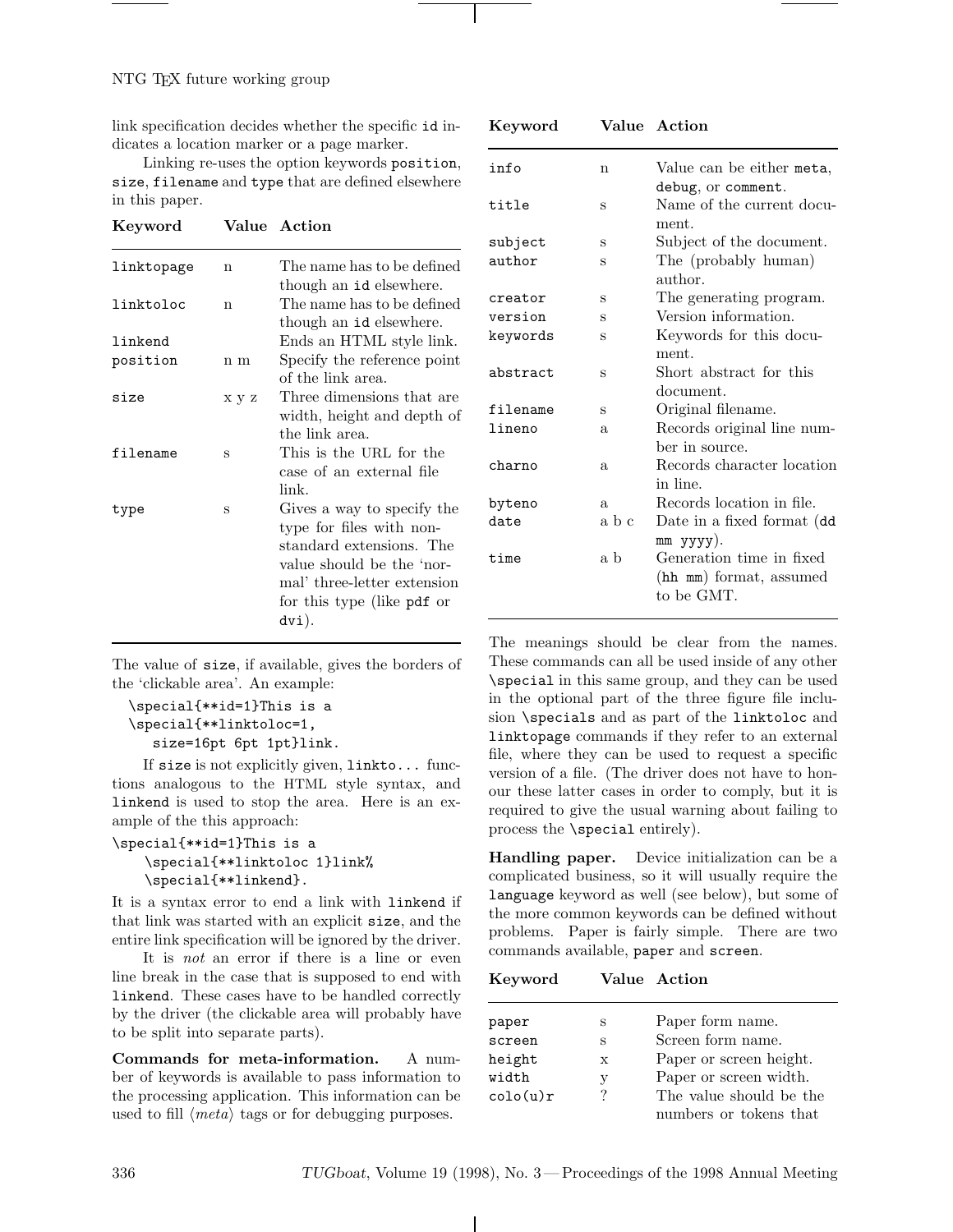link specification decides whether the specific `id` indicates a location marker or a page marker.

Linking re-uses the option keywords `position`, `size`, `filename` and `type` that are defined elsewhere in this paper.

| Keyword | Value | Action |
|---|---|---|
| `linktopage` | n | The name has to be defined though an `id` elsewhere. |
| `linktoloc` | n | The name has to be defined though an `id` elsewhere. |
| `linkend` | | Ends an HTML style link. |
| `position` | n m | Specify the reference point of the link area. |
| `size` | x y z | Three dimensions that are width, height and depth of the link area. |
| `filename` | s | This is the URL for the case of an external file link. |
| `type` | s | Gives a way to specify the type for files with non-standard extensions. The value should be the 'normal' three-letter extension for this type (like `pdf` or `dvi`). |

The value of `size`, if available, gives the borders of the 'clickable area'. An example:

```
\special{**id=1}This is a
\special{**linktoloc=1,
   size=16pt 6pt 1pt}link.
```

If `size` is not explicitly given, `linkto...` functions analogous to the HTML style syntax, and `linkend` is used to stop the area. Here is an example of the this approach:

```
\special{**id=1}This is a
    \special{**linktoloc 1}link%
    \special{**linkend}.
```

It is a syntax error to end a link with `linkend` if that link was started with an explicit `size`, and the entire link specification will be ignored by the driver.

It is *not* an error if there is a line or even line break in the case that is supposed to end with `linkend`. These cases have to be handled correctly by the driver (the clickable area will probably have to be split into separate parts).

**Commands for meta-information.** A number of keywords is available to pass information to the processing application. This information can be used to fill ⟨*meta*⟩ tags or for debugging purposes.

| Keyword | Value | Action |
|---|---|---|
| `info` | n | Value can be either `meta`, `debug`, or `comment`. |
| `title` | s | Name of the current document. |
| `subject` | s | Subject of the document. |
| `author` | s | The (probably human) author. |
| `creator` | s | The generating program. |
| `version` | s | Version information. |
| `keywords` | s | Keywords for this document. |
| `abstract` | s | Short abstract for this document. |
| `filename` | s | Original filename. |
| `lineno` | a | Records original line number in source. |
| `charno` | a | Records character location in line. |
| `byteno` | a | Records location in file. |
| `date` | a b c | Date in a fixed format (`dd mm yyyy`). |
| `time` | a b | Generation time in fixed (`hh mm`) format, assumed to be GMT. |

The meanings should be clear from the names. These commands can all be used inside of any other `\special` in this same group, and they can be used in the optional part of the three figure file inclusion `\specials` and as part of the `linktoloc` and `linktopage` commands if they refer to an external file, where they can be used to request a specific version of a file. (The driver does not have to honour these latter cases in order to comply, but it is required to give the usual warning about failing to process the `\special` entirely).

**Handling paper.** Device initialization can be a complicated business, so it will usually require the `language` keyword as well (see below), but some of the more common keywords can be defined without problems. Paper is fairly simple. There are two commands available, `paper` and `screen`.

| Keyword | Value | Action |
|---|---|---|
| `paper` | s | Paper form name. |
| `screen` | s | Screen form name. |
| `height` | x | Paper or screen height. |
| `width` | y | Paper or screen width. |
| `colo(u)r` | ? | The value should be the numbers or tokens that |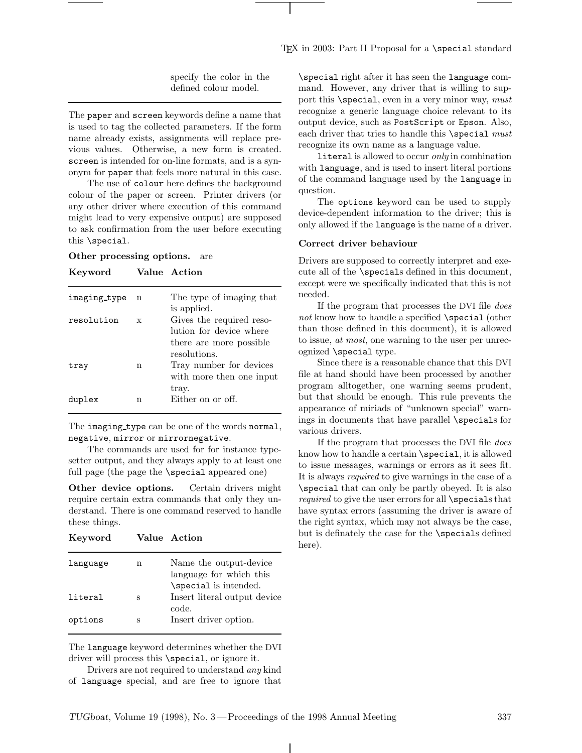specify the color in the defined colour model.

The `paper` and `screen` keywords define a name that is used to tag the collected parameters. If the form name already exists, assignments will replace previous values. Otherwise, a new form is created. `screen` is intended for on-line formats, and is a synonym for `paper` that feels more natural in this case.

The use of `colour` here defines the background colour of the paper or screen. Printer drivers (or any other driver where execution of this command might lead to very expensive output) are supposed to ask confirmation from the user before executing this `\special`.

**Other processing options.** are

| Keyword | Value | Action |
|---|---|---|
| `imaging_type` | n | The type of imaging that is applied. |
| `resolution` | x | Gives the required resolution for device where there are more possible resolutions. |
| `tray` | n | Tray number for devices with more then one input tray. |
| `duplex` | n | Either on or off. |

The `imaging_type` can be one of the words `normal`, `negative`, `mirror` or `mirrornegative`.

The commands are used for for instance typesetter output, and they always apply to at least one full page (the page the `\special` appeared one)

**Other device options.** Certain drivers might require certain extra commands that only they understand. There is one command reserved to handle these things.

| Keyword | Value | Action |
|---|---|---|
| `language` | n | Name the output-device language for which this `\special` is intended. |
| `literal` | s | Insert literal output device code. |
| `options` | s | Insert driver option. |

The `language` keyword determines whether the DVI driver will process this `\special`, or ignore it.

Drivers are not required to understand *any* kind of `language` special, and are free to ignore that `\special` right after it has seen the `language` command. However, any driver that is willing to support this `\special`, even in a very minor way, *must* recognize a generic language choice relevant to its output device, such as `PostScript` or `Epson`. Also, each driver that tries to handle this `\special` *must* recognize its own name as a language value.

`literal` is allowed to occur *only* in combination with `language`, and is used to insert literal portions of the command language used by the `language` in question.

The `options` keyword can be used to supply device-dependent information to the driver; this is only allowed if the `language` is the name of a driver.

### Correct driver behaviour

Drivers are supposed to correctly interpret and execute all of the `\special`s defined in this document, except were we specifically indicated that this is not needed.

If the program that processes the DVI file *does not* know how to handle a specified `\special` (other than those defined in this document), it is allowed to issue, *at most*, one warning to the user per unrecognized `\special` type.

Since there is a reasonable chance that this DVI file at hand should have been processed by another program alltogether, one warning seems prudent, but that should be enough. This rule prevents the appearance of miriads of "unknown special" warnings in documents that have parallel `\special`s for various drivers.

If the program that processes the DVI file *does* know how to handle a certain `\special`, it is allowed to issue messages, warnings or errors as it sees fit. It is always *required* to give warnings in the case of a `\special` that can only be partly obeyed. It is also *required* to give the user errors for all `\special`s that have syntax errors (assuming the driver is aware of the right syntax, which may not always be the case, but is definately the case for the `\special`s defined here).